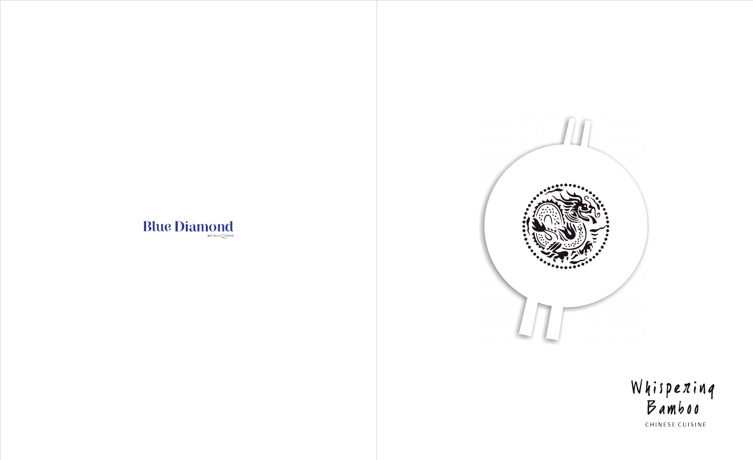Blue Diamond

BY LSELEQTIONS

# Whispering Bamboo

CHINESE CUISINE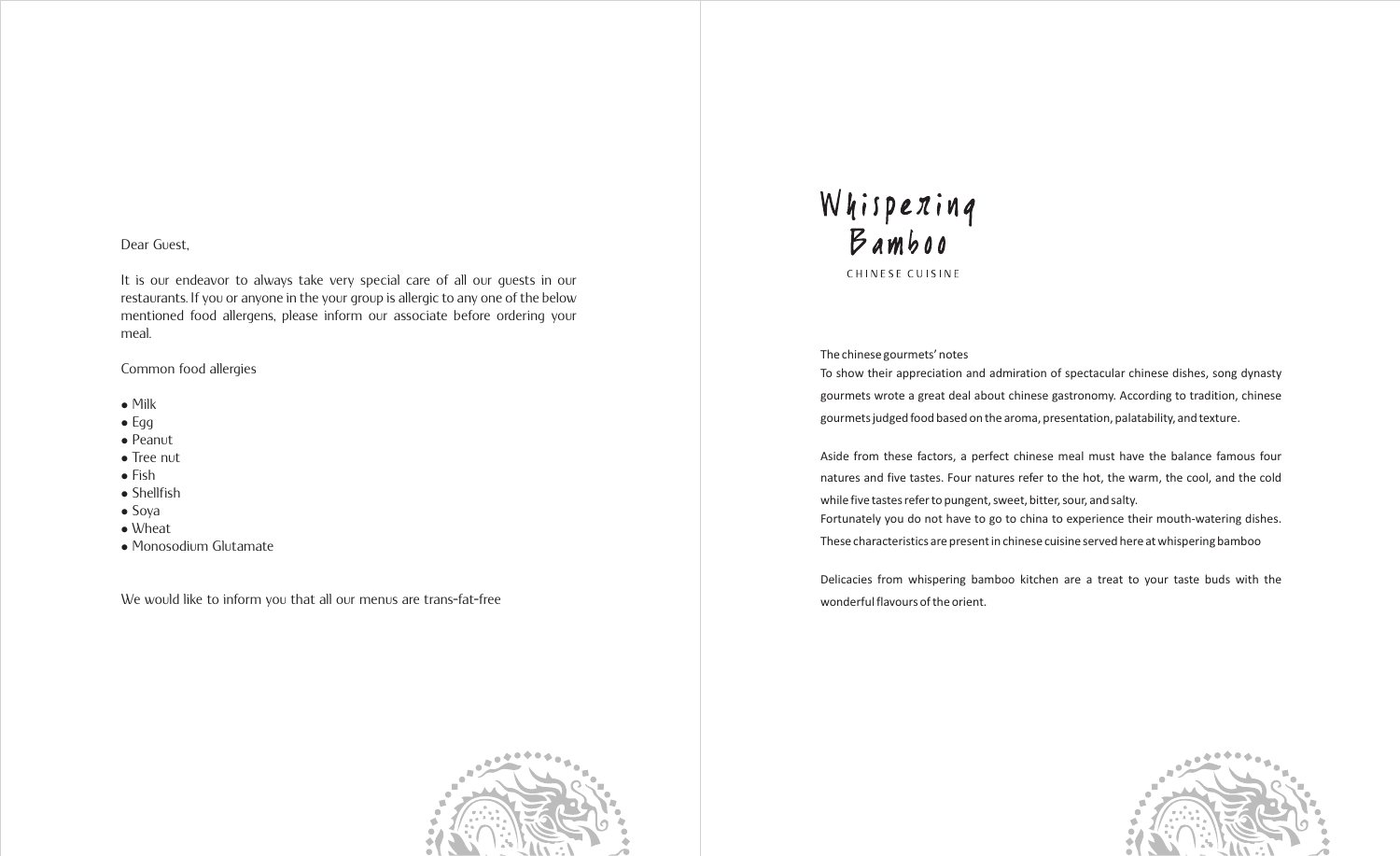Dear Guest,

It is our endeavor to always take very special care of all our guests in our restaurants. If you or anyone in the your group is allergic to any one of the below mentioned food allergens, please inform our associate before ordering your meal.

Common food allergies

- Milk
- Egg
- Peanut
- Tree nut
- Fish
- Shellfish
- Soya
- Wheat
- Monosodium Glutamate

We would like to inform you that all our menus are trans-fat-free

# Whispering Bamboo

CHINESE CUISINE

The chinese gourmets' notes

To show their appreciation and admiration of spectacular chinese dishes, song dynasty gourmets wrote a great deal about chinese gastronomy. According to tradition, chinese gourmets judged food based on the aroma, presentation, palatability, and texture.

Aside from these factors, a perfect chinese meal must have the balance famous four natures and five tastes. Four natures refer to the hot, the warm, the cool, and the cold while five tastes refer to pungent, sweet, bitter, sour, and salty.
Fortunately you do not have to go to china to experience their mouth-watering dishes. These characteristics are present in chinese cuisine served here at whispering bamboo

Delicacies from whispering bamboo kitchen are a treat to your taste buds with the wonderful flavours of the orient.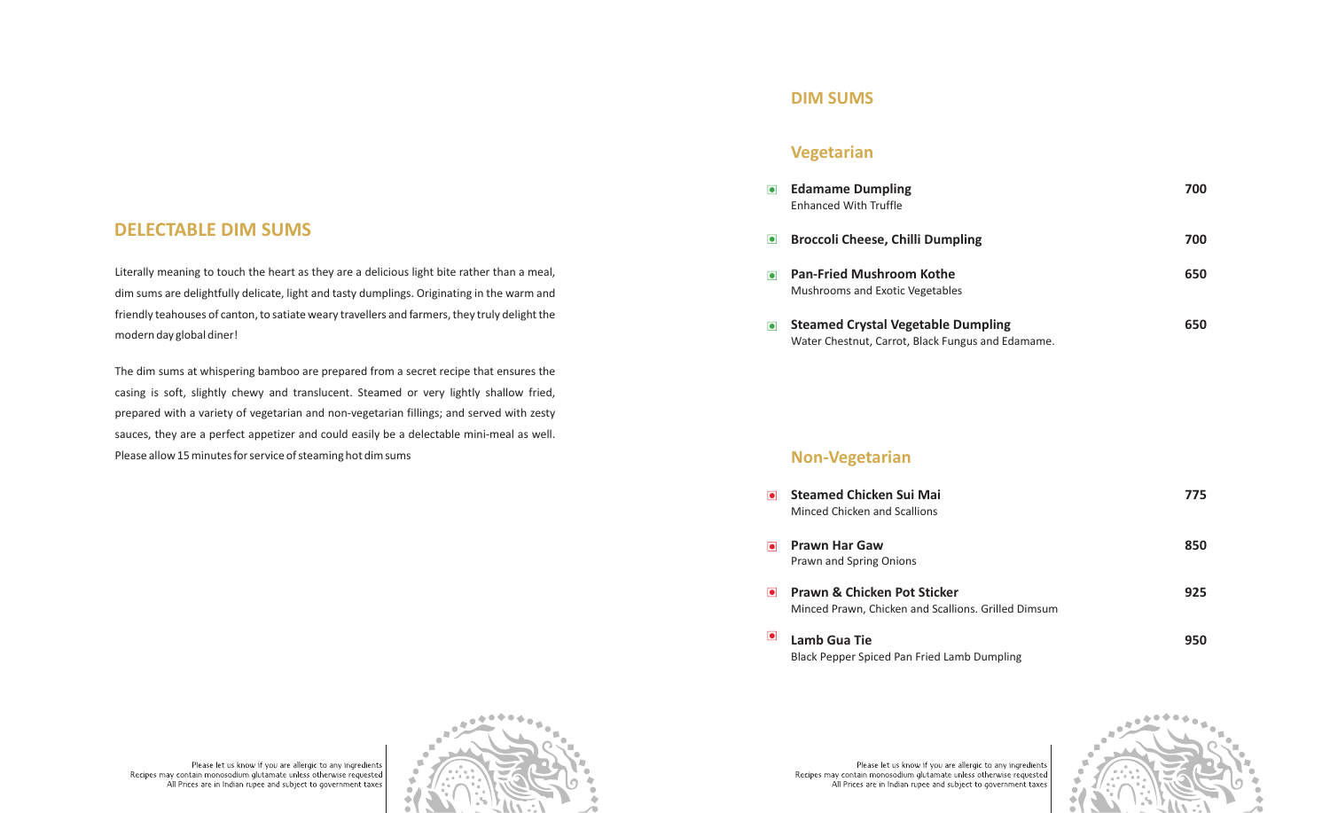## DELECTABLE DIM SUMS

Literally meaning to touch the heart as they are a delicious light bite rather than a meal, dim sums are delightfully delicate, light and tasty dumplings. Originating in the warm and friendly teahouses of canton, to satiate weary travellers and farmers, they truly delight the modern day global diner!

The dim sums at whispering bamboo are prepared from a secret recipe that ensures the casing is soft, slightly chewy and translucent. Steamed or very lightly shallow fried, prepared with a variety of vegetarian and non-vegetarian fillings; and served with zesty sauces, they are a perfect appetizer and could easily be a delectable mini-meal as well. Please allow 15 minutes for service of steaming hot dim sums

Please let us know if you are allergic to any ingredients
Recipes may contain monosodium glutamate unless otherwise requested
All Prices are in Indian rupee and subject to government taxes

## DIM SUMS

### Vegetarian

**Edamame Dumpling** — **700**
Enhanced With Truffle

**Broccoli Cheese, Chilli Dumpling** — **700**

**Pan-Fried Mushroom Kothe** — **650**
Mushrooms and Exotic Vegetables

**Steamed Crystal Vegetable Dumpling** — **650**
Water Chestnut, Carrot, Black Fungus and Edamame.

### Non-Vegetarian

**Steamed Chicken Sui Mai** — **775**
Minced Chicken and Scallions

**Prawn Har Gaw** — **850**
Prawn and Spring Onions

**Prawn & Chicken Pot Sticker** — **925**
Minced Prawn, Chicken and Scallions. Grilled Dimsum

**Lamb Gua Tie** — **950**
Black Pepper Spiced Pan Fried Lamb Dumpling

Please let us know if you are allergic to any ingredients
Recipes may contain monosodium glutamate unless otherwise requested
All Prices are in Indian rupee and subject to government taxes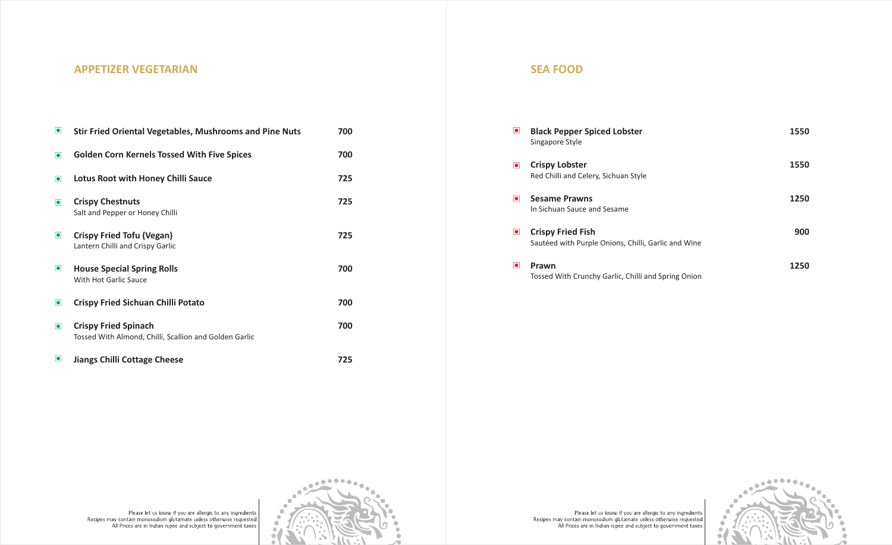## APPETIZER VEGETARIAN

| Item | Price |
|---|---|
| **Stir Fried Oriental Vegetables, Mushrooms and Pine Nuts** | 700 |
| **Golden Corn Kernels Tossed With Five Spices** | 700 |
| **Lotus Root with Honey Chilli Sauce** | 725 |
| **Crispy Chestnuts** Salt and Pepper or Honey Chilli | 725 |
| **Crispy Fried Tofu (Vegan)** Lantern Chilli and Crispy Garlic | 725 |
| **House Special Spring Rolls** With Hot Garlic Sauce | 700 |
| **Crispy Fried Sichuan Chilli Potato** | 700 |
| **Crispy Fried Spinach** Tossed With Almond, Chilli, Scallion and Golden Garlic | 700 |
| **Jiangs Chilli Cottage Cheese** | 725 |

Please let us know if you are allergic to any ingredients
Recipes may contain monosodium glutamate unless otherwise requested
All Prices are in Indian rupee and subject to government taxes

## SEA FOOD

| Item | Price |
|---|---|
| **Black Pepper Spiced Lobster** Singapore Style | 1550 |
| **Crispy Lobster** Red Chilli and Celery, Sichuan Style | 1550 |
| **Sesame Prawns** In Sichuan Sauce and Sesame | 1250 |
| **Crispy Fried Fish** Sautéed with Purple Onions, Chilli, Garlic and Wine | 900 |
| **Prawn** Tossed With Crunchy Garlic, Chilli and Spring Onion | 1250 |

Please let us know if you are allergic to any ingredients
Recipes may contain monosodium glutamate unless otherwise requested
All Prices are in Indian rupee and subject to government taxes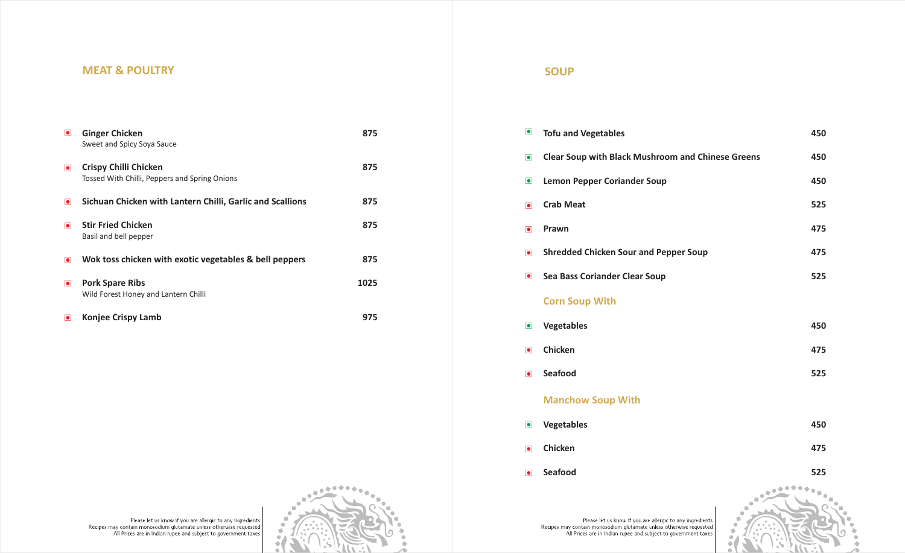## MEAT & POULTRY

| Item | Price |
|---|---|
| **Ginger Chicken**<br>Sweet and Spicy Soya Sauce | 875 |
| **Crispy Chilli Chicken**<br>Tossed With Chilli, Peppers and Spring Onions | 875 |
| **Sichuan Chicken with Lantern Chilli, Garlic and Scallions** | 875 |
| **Stir Fried Chicken**<br>Basil and bell pepper | 875 |
| **Wok toss chicken with exotic vegetables & bell peppers** | 875 |
| **Pork Spare Ribs**<br>Wild Forest Honey and Lantern Chilli | 1025 |
| **Konjee Crispy Lamb** | 975 |

Please let us know if you are allergic to any ingredients
Recipes may contain monosodium glutamate unless otherwise requested
All Prices are in Indian rupee and subject to government taxes

## SOUP

| Item | Price |
|---|---|
| **Tofu and Vegetables** | 450 |
| **Clear Soup with Black Mushroom and Chinese Greens** | 450 |
| **Lemon Pepper Coriander Soup** | 450 |
| **Crab Meat** | 525 |
| **Prawn** | 475 |
| **Shredded Chicken Sour and Pepper Soup** | 475 |
| **Sea Bass Coriander Clear Soup** | 525 |

### Corn Soup With

| Item | Price |
|---|---|
| **Vegetables** | 450 |
| **Chicken** | 475 |
| **Seafood** | 525 |

### Manchow Soup With

| Item | Price |
|---|---|
| **Vegetables** | 450 |
| **Chicken** | 475 |
| **Seafood** | 525 |

Please let us know if you are allergic to any ingredients
Recipes may contain monosodium glutamate unless otherwise requested
All Prices are in Indian rupee and subject to government taxes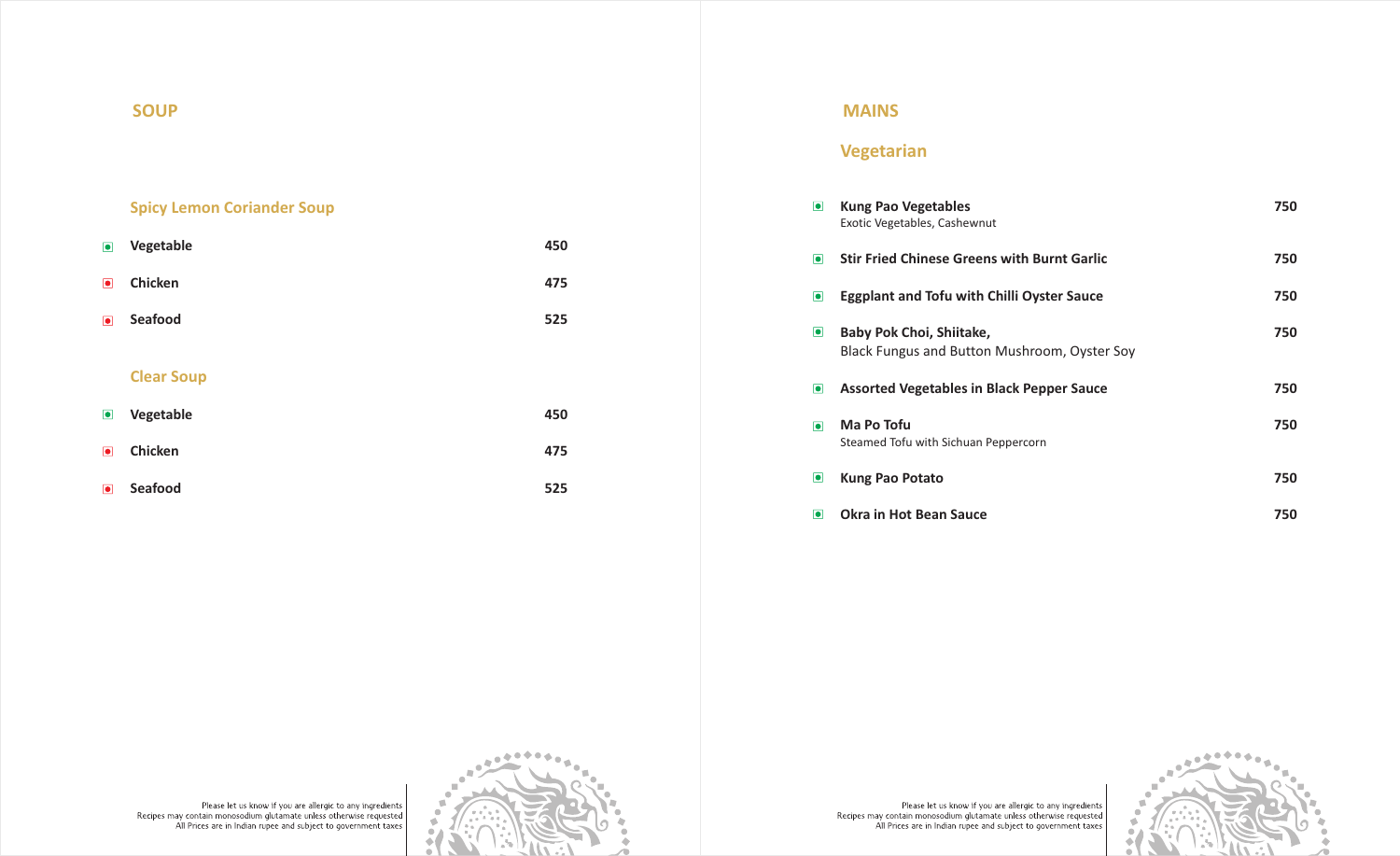## SOUP

### Spicy Lemon Coriander Soup

| Item | Price |
| --- | --- |
| Vegetable | 450 |
| Chicken | 475 |
| Seafood | 525 |

### Clear Soup

| Item | Price |
| --- | --- |
| Vegetable | 450 |
| Chicken | 475 |
| Seafood | 525 |

Please let us know if you are allergic to any ingredients
Recipes may contain monosodium glutamate unless otherwise requested
All Prices are in Indian rupee and subject to government taxes

## MAINS

### Vegetarian

| Item | Price |
| --- | --- |
| **Kung Pao Vegetables**<br>Exotic Vegetables, Cashewnut | 750 |
| **Stir Fried Chinese Greens with Burnt Garlic** | 750 |
| **Eggplant and Tofu with Chilli Oyster Sauce** | 750 |
| **Baby Pok Choi, Shiitake,**<br>Black Fungus and Button Mushroom, Oyster Soy | 750 |
| **Assorted Vegetables in Black Pepper Sauce** | 750 |
| **Ma Po Tofu**<br>Steamed Tofu with Sichuan Peppercorn | 750 |
| **Kung Pao Potato** | 750 |
| **Okra in Hot Bean Sauce** | 750 |

Please let us know if you are allergic to any ingredients
Recipes may contain monosodium glutamate unless otherwise requested
All Prices are in Indian rupee and subject to government taxes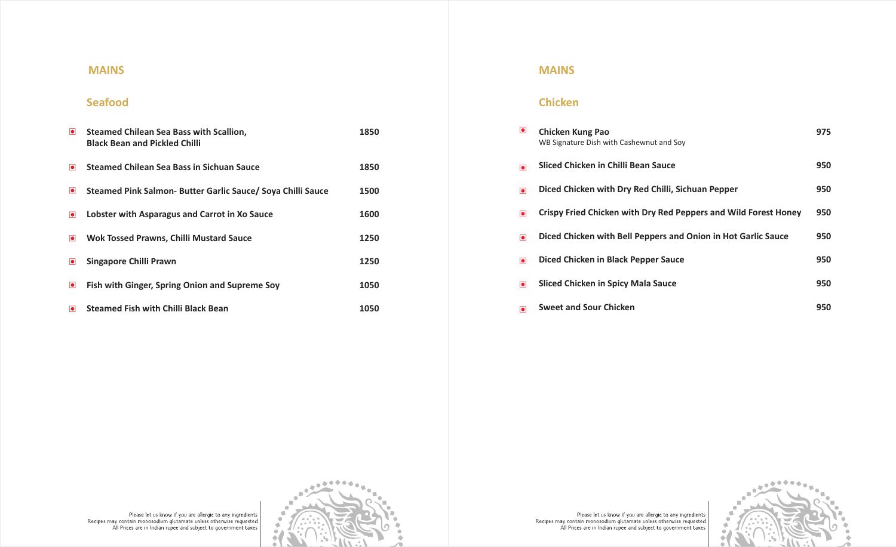## MAINS

### Seafood

| Dish | Price |
| --- | --- |
| Steamed Chilean Sea Bass with Scallion, Black Bean and Pickled Chilli | 1850 |
| Steamed Chilean Sea Bass in Sichuan Sauce | 1850 |
| Steamed Pink Salmon- Butter Garlic Sauce/ Soya Chilli Sauce | 1500 |
| Lobster with Asparagus and Carrot in Xo Sauce | 1600 |
| Wok Tossed Prawns, Chilli Mustard Sauce | 1250 |
| Singapore Chilli Prawn | 1250 |
| Fish with Ginger, Spring Onion and Supreme Soy | 1050 |
| Steamed Fish with Chilli Black Bean | 1050 |

Please let us know if you are allergic to any ingredients
Recipes may contain monosodium glutamate unless otherwise requested
All Prices are in Indian rupee and subject to government taxes

## MAINS

### Chicken

| Dish | Price |
| --- | --- |
| **Chicken Kung Pao**<br>WB Signature Dish with Cashewnut and Soy | 975 |
| Sliced Chicken in Chilli Bean Sauce | 950 |
| Diced Chicken with Dry Red Chilli, Sichuan Pepper | 950 |
| Crispy Fried Chicken with Dry Red Peppers and Wild Forest Honey | 950 |
| Diced Chicken with Bell Peppers and Onion in Hot Garlic Sauce | 950 |
| Diced Chicken in Black Pepper Sauce | 950 |
| Sliced Chicken in Spicy Mala Sauce | 950 |
| Sweet and Sour Chicken | 950 |

Please let us know if you are allergic to any ingredients
Recipes may contain monosodium glutamate unless otherwise requested
All Prices are in Indian rupee and subject to government taxes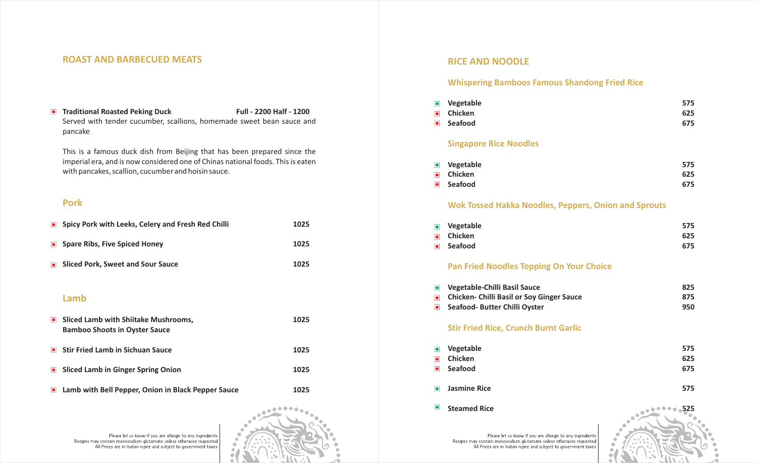## ROAST AND BARBECUED MEATS

**Traditional Roasted Peking Duck** **Full - 2200 Half - 1200**
Served with tender cucumber, scallions, homemade sweet bean sauce and pancake

This is a famous duck dish from Beijing that has been prepared since the imperial era, and is now considered one of Chinas national foods. This is eaten with pancakes, scallion, cucumber and hoisin sauce.

### Pork

| Item | Price |
|---|---|
| **Spicy Pork with Leeks, Celery and Fresh Red Chilli** | **1025** |
| **Spare Ribs, Five Spiced Honey** | **1025** |
| **Sliced Pork, Sweet and Sour Sauce** | **1025** |

### Lamb

| Item | Price |
|---|---|
| **Sliced Lamb with Shiitake Mushrooms, Bamboo Shoots in Oyster Sauce** | **1025** |
| **Stir Fried Lamb in Sichuan Sauce** | **1025** |
| **Sliced Lamb in Ginger Spring Onion** | **1025** |
| **Lamb with Bell Pepper, Onion in Black Pepper Sauce** | **1025** |

Please let us know if you are allergic to any ingredients
Recipes may contain monosodium glutamate unless otherwise requested
All Prices are in Indian rupee and subject to government taxes

## RICE AND NOODLE

### Whispering Bamboos Famous Shandong Fried Rice

| Item | Price |
|---|---|
| **Vegetable** | **575** |
| **Chicken** | **625** |
| **Seafood** | **675** |

### Singapore Rice Noodles

| Item | Price |
|---|---|
| **Vegetable** | **575** |
| **Chicken** | **625** |
| **Seafood** | **675** |

### Wok Tossed Hakka Noodles, Peppers, Onion and Sprouts

| Item | Price |
|---|---|
| **Vegetable** | **575** |
| **Chicken** | **625** |
| **Seafood** | **675** |

### Pan Fried Noodles Topping On Your Choice

| Item | Price |
|---|---|
| **Vegetable-Chilli Basil Sauce** | **825** |
| **Chicken- Chilli Basil or Soy Ginger Sauce** | **875** |
| **Seafood- Butter Chilli Oyster** | **950** |

### Stir Fried Rice, Crunch Burnt Garlic

| Item | Price |
|---|---|
| **Vegetable** | **575** |
| **Chicken** | **625** |
| **Seafood** | **675** |
| **Jasmine Rice** | **575** |
| **Steamed Rice** | **525** |

Please let us know if you are allergic to any ingredients
Recipes may contain monosodium glutamate unless otherwise requested
All Prices are in Indian rupee and subject to government taxes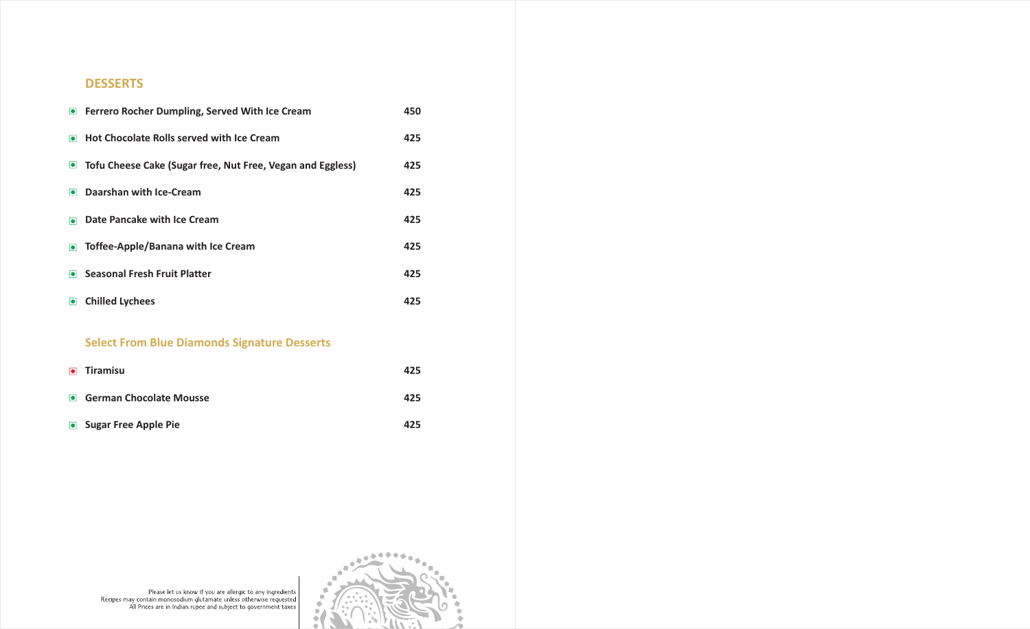## DESSERTS

| | |
|---|---|
| Ferrero Rocher Dumpling, Served With Ice Cream | 450 |
| Hot Chocolate Rolls served with Ice Cream | 425 |
| Tofu Cheese Cake (Sugar free, Nut Free, Vegan and Eggless) | 425 |
| Daarshan with Ice-Cream | 425 |
| Date Pancake with Ice Cream | 425 |
| Toffee-Apple/Banana with Ice Cream | 425 |
| Seasonal Fresh Fruit Platter | 425 |
| Chilled Lychees | 425 |

## Select From Blue Diamonds Signature Desserts

| | |
|---|---|
| Tiramisu | 425 |
| German Chocolate Mousse | 425 |
| Sugar Free Apple Pie | 425 |

Please let us know if you are allergic to any ingredients
Recipes may contain monosodium glutamate unless otherwise requested
All Prices are in Indian rupee and subject to government taxes